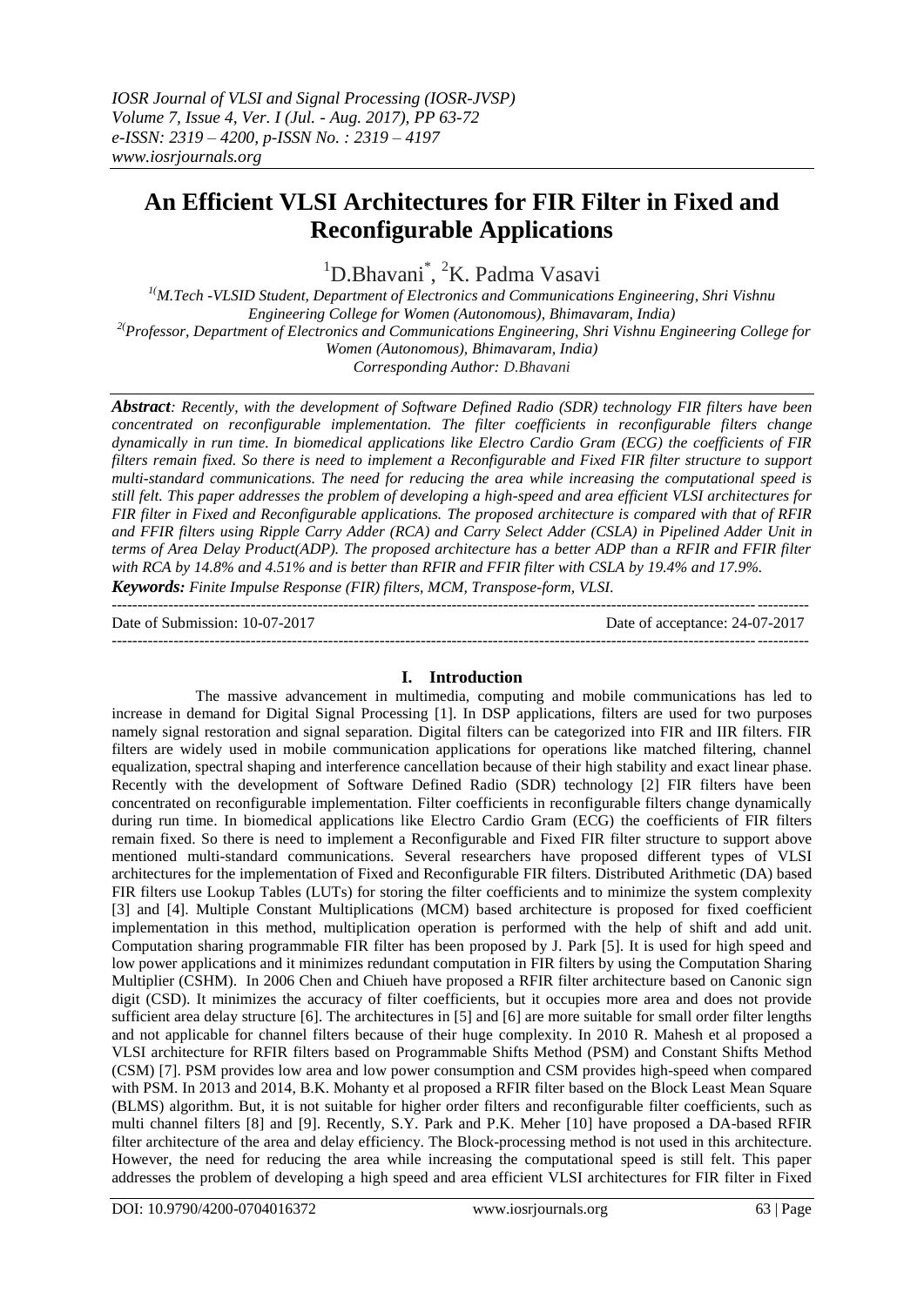# An Efficient VLSI Architectures for FIR Filter in Fixed and Reconfigurable Applications

[1]D.Bhavani[*], [2]K. Padma Vasavi

[1](M.Tech -VLSID Student, Department of Electronics and Communications Engineering, Shri Vishnu Engineering College for Women (Autonomous), Bhimavaram, India)
[2](Professor, Department of Electronics and Communications Engineering, Shri Vishnu Engineering College for Women (Autonomous), Bhimavaram, India)
*Corresponding Author: D.Bhavani*

***Abstract**: Recently, with the development of Software Defined Radio (SDR) technology FIR filters have been concentrated on reconfigurable implementation. The filter coefficients in reconfigurable filters change dynamically in run time. In biomedical applications like Electro Cardio Gram (ECG) the coefficients of FIR filters remain fixed. So there is need to implement a Reconfigurable and Fixed FIR filter structure to support multi-standard communications. The need for reducing the area while increasing the computational speed is still felt. This paper addresses the problem of developing a high-speed and area efficient VLSI architectures for FIR filter in Fixed and Reconfigurable applications. The proposed architecture is compared with that of RFIR and FFIR filters using Ripple Carry Adder (RCA) and Carry Select Adder (CSLA) in Pipelined Adder Unit in terms of Area Delay Product(ADP). The proposed architecture has a better ADP than a RFIR and FFIR filter with RCA by 14.8% and 4.51% and is better than RFIR and FFIR filter with CSLA by 19.4% and 17.9%.*

***Keywords:** Finite Impulse Response (FIR) filters, MCM, Transpose-form, VLSI.*

Date of Submission: 10-07-2017 | Date of acceptance: 24-07-2017

## I. Introduction

The massive advancement in multimedia, computing and mobile communications has led to increase in demand for Digital Signal Processing [1]. In DSP applications, filters are used for two purposes namely signal restoration and signal separation. Digital filters can be categorized into FIR and IIR filters. FIR filters are widely used in mobile communication applications for operations like matched filtering, channel equalization, spectral shaping and interference cancellation because of their high stability and exact linear phase. Recently with the development of Software Defined Radio (SDR) technology [2] FIR filters have been concentrated on reconfigurable implementation. Filter coefficients in reconfigurable filters change dynamically during run time. In biomedical applications like Electro Cardio Gram (ECG) the coefficients of FIR filters remain fixed. So there is need to implement a Reconfigurable and Fixed FIR filter structure to support above mentioned multi-standard communications. Several researchers have proposed different types of VLSI architectures for the implementation of Fixed and Reconfigurable FIR filters. Distributed Arithmetic (DA) based FIR filters use Lookup Tables (LUTs) for storing the filter coefficients and to minimize the system complexity [3] and [4]. Multiple Constant Multiplications (MCM) based architecture is proposed for fixed coefficient implementation in this method, multiplication operation is performed with the help of shift and add unit. Computation sharing programmable FIR filter has been proposed by J. Park [5]. It is used for high speed and low power applications and it minimizes redundant computation in FIR filters by using the Computation Sharing Multiplier (CSHM). In 2006 Chen and Chiueh have proposed a RFIR filter architecture based on Canonic sign digit (CSD). It minimizes the accuracy of filter coefficients, but it occupies more area and does not provide sufficient area delay structure [6]. The architectures in [5] and [6] are more suitable for small order filter lengths and not applicable for channel filters because of their huge complexity. In 2010 R. Mahesh et al proposed a VLSI architecture for RFIR filters based on Programmable Shifts Method (PSM) and Constant Shifts Method (CSM) [7]. PSM provides low area and low power consumption and CSM provides high-speed when compared with PSM. In 2013 and 2014, B.K. Mohanty et al proposed a RFIR filter based on the Block Least Mean Square (BLMS) algorithm. But, it is not suitable for higher order filters and reconfigurable filter coefficients, such as multi channel filters [8] and [9]. Recently, S.Y. Park and P.K. Meher [10] have proposed a DA-based RFIR filter architecture of the area and delay efficiency. The Block-processing method is not used in this architecture. However, the need for reducing the area while increasing the computational speed is still felt. This paper addresses the problem of developing a high speed and area efficient VLSI architectures for FIR filter in Fixed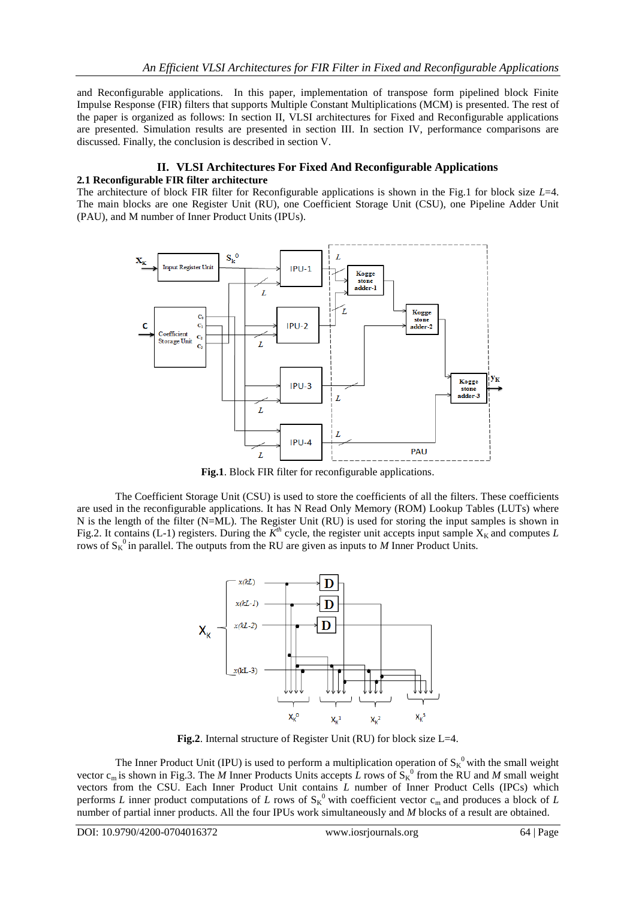and Reconfigurable applications. In this paper, implementation of transpose form pipelined block Finite Impulse Response (FIR) filters that supports Multiple Constant Multiplications (MCM) is presented. The rest of the paper is organized as follows: In section II, VLSI architectures for Fixed and Reconfigurable applications are presented. Simulation results are presented in section III. In section IV, performance comparisons are discussed. Finally, the conclusion is described in section V.

## II. VLSI Architectures For Fixed And Reconfigurable Applications

### 2.1 Reconfigurable FIR filter architecture

The architecture of block FIR filter for Reconfigurable applications is shown in the Fig.1 for block size $L$=4. The main blocks are one Register Unit (RU), one Coefficient Storage Unit (CSU), one Pipeline Adder Unit (PAU), and M number of Inner Product Units (IPUs).

**Fig.1**. Block FIR filter for reconfigurable applications.

The Coefficient Storage Unit (CSU) is used to store the coefficients of all the filters. These coefficients are used in the reconfigurable applications. It has N Read Only Memory (ROM) Lookup Tables (LUTs) where N is the length of the filter (N=ML). The Register Unit (RU) is used for storing the input samples is shown in Fig.2. It contains (L-1) registers. During the $K^{th}$ cycle, the register unit accepts input sample $X_K$ and computes $L$ rows of $S_K^0$ in parallel. The outputs from the RU are given as inputs to $M$ Inner Product Units.

**Fig.2**. Internal structure of Register Unit (RU) for block size L=4.

The Inner Product Unit (IPU) is used to perform a multiplication operation of $S_K^0$ with the small weight vector $c_m$ is shown in Fig.3. The $M$ Inner Products Units accepts $L$ rows of $S_K^0$ from the RU and $M$ small weight vectors from the CSU. Each Inner Product Unit contains $L$ number of Inner Product Cells (IPCs) which performs $L$ inner product computations of $L$ rows of $S_K^0$ with coefficient vector $c_m$ and produces a block of $L$ number of partial inner products. All the four IPUs work simultaneously and $M$ blocks of a result are obtained.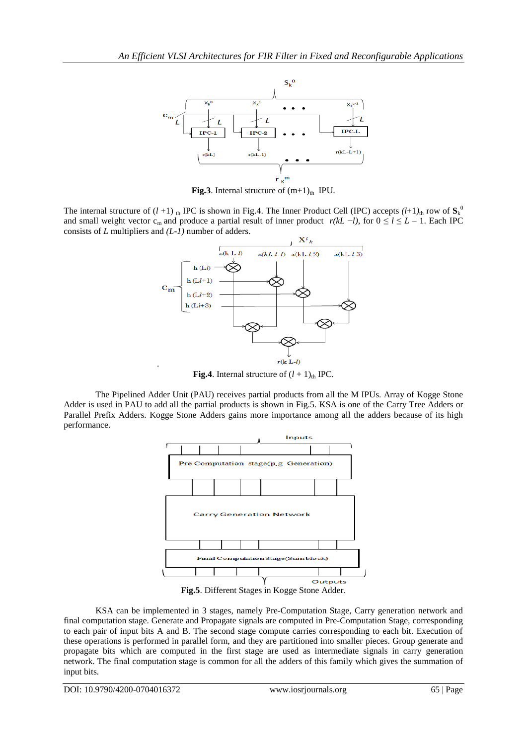**Fig.3**. Internal structure of $(m+1)_{th}$ IPU.

The internal structure of $(l+1)_{th}$ IPC is shown in Fig.4. The Inner Product Cell (IPC) accepts $(l+1)_{th}$ row of $\mathbf{S}_k^0$ and small weight vector $c_m$ and produce a partial result of inner product $r(kL - l)$, for $0 \le l \le L - 1$. Each IPC consists of $L$ multipliers and $(L\text{-}1)$ number of adders.

**Fig.4**. Internal structure of $(l+1)_{th}$ IPC.

The Pipelined Adder Unit (PAU) receives partial products from all the M IPUs. Array of Kogge Stone Adder is used in PAU to add all the partial products is shown in Fig.5. KSA is one of the Carry Tree Adders or Parallel Prefix Adders. Kogge Stone Adders gains more importance among all the adders because of its high performance.

**Fig.5**. Different Stages in Kogge Stone Adder.

KSA can be implemented in 3 stages, namely Pre-Computation Stage, Carry generation network and final computation stage. Generate and Propagate signals are computed in Pre-Computation Stage, corresponding to each pair of input bits A and B. The second stage compute carries corresponding to each bit. Execution of these operations is performed in parallel form, and they are partitioned into smaller pieces. Group generate and propagate bits which are computed in the first stage are used as intermediate signals in carry generation network. The final computation stage is common for all the adders of this family which gives the summation of input bits.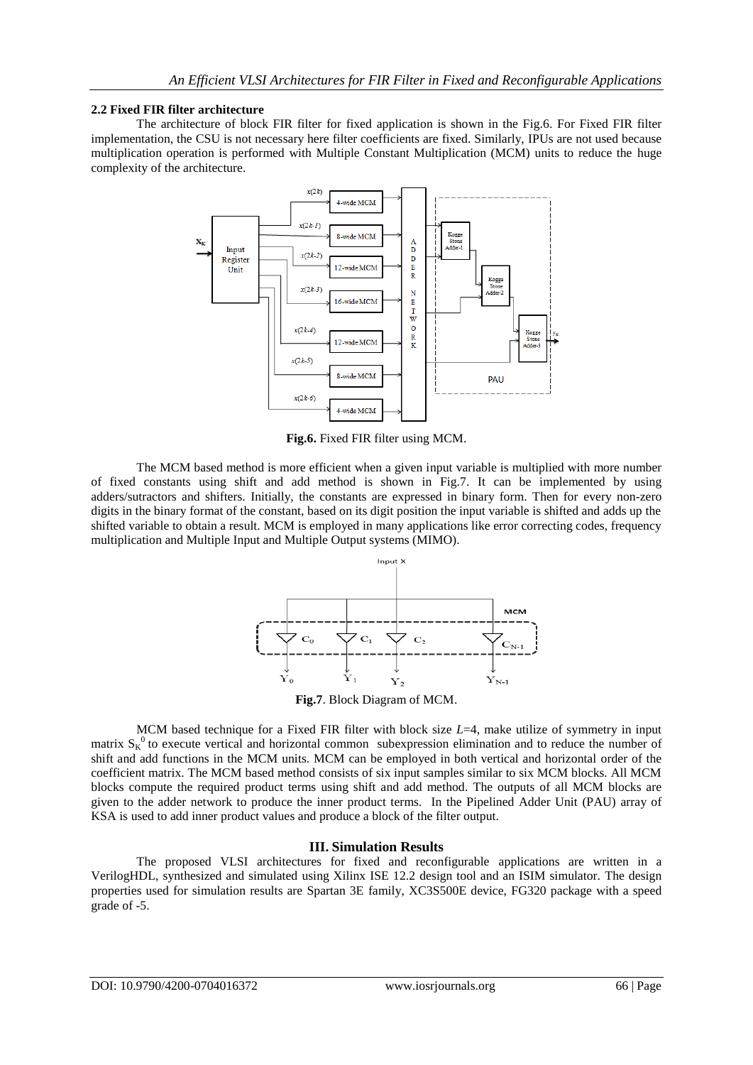### 2.2 Fixed FIR filter architecture

The architecture of block FIR filter for fixed application is shown in the Fig.6. For Fixed FIR filter implementation, the CSU is not necessary here filter coefficients are fixed. Similarly, IPUs are not used because multiplication operation is performed with Multiple Constant Multiplication (MCM) units to reduce the huge complexity of the architecture.

**Fig.6.** Fixed FIR filter using MCM.

The MCM based method is more efficient when a given input variable is multiplied with more number of fixed constants using shift and add method as shown in Fig.7. It can be implemented by using adders/sutractors and shifters. Initially, the constants are expressed in binary form. Then for every non-zero digits in the binary format of the constant, based on its digit position the input variable is shifted and adds up the shifted variable to obtain a result. MCM is employed in many applications like error correcting codes, frequency multiplication and Multiple Input and Multiple Output systems (MIMO).

**Fig.7**. Block Diagram of MCM.

MCM based technique for a Fixed FIR filter with block size $L$=4, make utilize of symmetry in input matrix $S_K^0$ to execute vertical and horizontal common subexpression elimination and to reduce the number of shift and add functions in the MCM units. MCM can be employed in both vertical and horizontal order of the coefficient matrix. The MCM based method consists of six input samples similar to six MCM blocks. All MCM blocks compute the required product terms using shift and add method. The outputs of all MCM blocks are given to the adder network to produce the inner product terms. In the Pipelined Adder Unit (PAU) array of KSA is used to add inner product values and produce a block of the filter output.

## III. Simulation Results

The proposed VLSI architectures for fixed and reconfigurable applications are written in a VerilogHDL, synthesized and simulated using Xilinx ISE 12.2 design tool and an ISIM simulator. The design properties used for simulation results are Spartan 3E family, XC3S500E device, FG320 package with a speed grade of -5.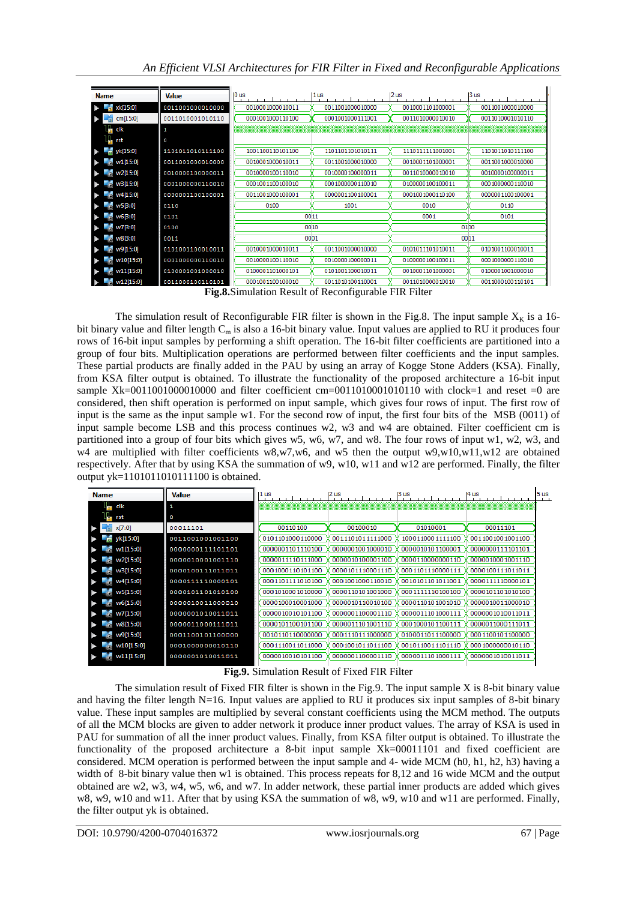Fig.8.Simulation Result of Reconfigurable FIR Filter

The simulation result of Reconfigurable FIR filter is shown in the Fig.8. The input sample $X_K$ is a 16-bit binary value and filter length $C_m$ is also a 16-bit binary value. Input values are applied to RU it produces four rows of 16-bit input samples by performing a shift operation. The 16-bit filter coefficients are partitioned into a group of four bits. Multiplication operations are performed between filter coefficients and the input samples. These partial products are finally added in the PAU by using an array of Kogge Stone Adders (KSA). Finally, from KSA filter output is obtained. To illustrate the functionality of the proposed architecture a 16-bit input sample Xk=0011001000010000 and filter coefficient cm=0011010001010110 with clock=1 and reset =0 are considered, then shift operation is performed on input sample, which gives four rows of input. The first row of input is the same as the input sample w1. For the second row of input, the first four bits of the MSB (0011) of input sample become LSB and this process continues w2, w3 and w4 are obtained. Filter coefficient cm is partitioned into a group of four bits which gives w5, w6, w7, and w8. The four rows of input w1, w2, w3, and w4 are multiplied with filter coefficients w8,w7,w6, and w5 then the output w9,w10,w11,w12 are obtained respectively. After that by using KSA the summation of w9, w10, w11 and w12 are performed. Finally, the filter output yk=1101011010111100 is obtained.

Fig.9. Simulation Result of Fixed FIR Filter

The simulation result of Fixed FIR filter is shown in the Fig.9. The input sample X is 8-bit binary value and having the filter length N=16. Input values are applied to RU it produces six input samples of 8-bit binary value. These input samples are multiplied by several constant coefficients using the MCM method. The outputs of all the MCM blocks are given to adder network it produce inner product values. The array of KSA is used in PAU for summation of all the inner product values. Finally, from KSA filter output is obtained. To illustrate the functionality of the proposed architecture a 8-bit input sample Xk=00011101 and fixed coefficient are considered. MCM operation is performed between the input sample and 4- wide MCM (h0, h1, h2, h3) having a width of 8-bit binary value then w1 is obtained. This process repeats for 8,12 and 16 wide MCM and the output obtained are w2, w3, w4, w5, w6, and w7. In adder network, these partial inner products are added which gives w8, w9, w10 and w11. After that by using KSA the summation of w8, w9, w10 and w11 are performed. Finally, the filter output yk is obtained.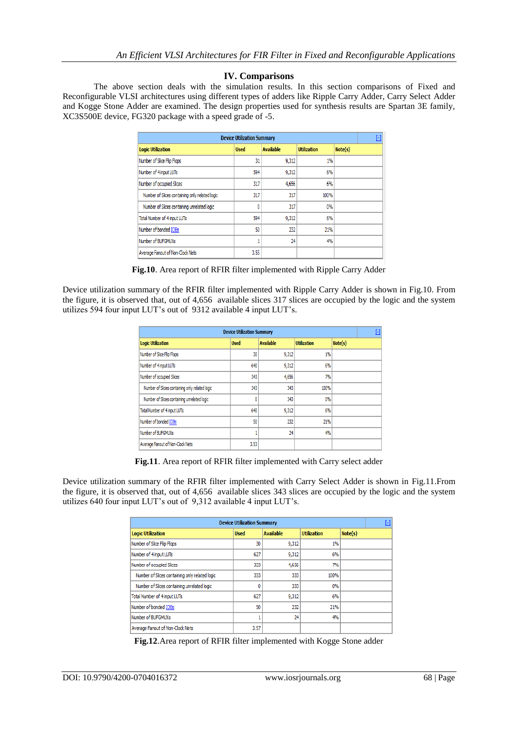## IV. Comparisons

The above section deals with the simulation results. In this section comparisons of Fixed and Reconfigurable VLSI architectures using different types of adders like Ripple Carry Adder, Carry Select Adder and Kogge Stone Adder are examined. The design properties used for synthesis results are Spartan 3E family, XC3S500E device, FG320 package with a speed grade of -5.

| Device Utilization Summary | | | | |
|---|---|---|---|---|
| **Logic Utilization** | **Used** | **Available** | **Utilization** | **Note(s)** |
| Number of Slice Flip Flops | 31 | 9,312 | 1% | |
| Number of 4 input LUTs | 594 | 9,312 | 6% | |
| Number of occupied Slices | 317 | 4,656 | 6% | |
| Number of Slices containing only related logic | 317 | 317 | 100% | |
| Number of Slices containing unrelated logic | 0 | 317 | 0% | |
| Total Number of 4 input LUTs | 594 | 9,312 | 6% | |
| Number of bonded IOBs | 50 | 232 | 21% | |
| Number of BUFGMUXs | 1 | 24 | 4% | |
| Average Fanout of Non-Clock Nets | 3.55 | | | |

**Fig.10**. Area report of RFIR filter implemented with Ripple Carry Adder

Device utilization summary of the RFIR filter implemented with Ripple Carry Adder is shown in Fig.10. From the figure, it is observed that, out of 4,656 available slices 317 slices are occupied by the logic and the system utilizes 594 four input LUT's out of 9312 available 4 input LUT's.

| Device Utilization Summary | | | | |
|---|---|---|---|---|
| **Logic Utilization** | **Used** | **Available** | **Utilization** | **Note(s)** |
| Number of Slice Flip Flops | 30 | 9,312 | 1% | |
| Number of 4 input LUTs | 640 | 9,312 | 6% | |
| Number of occupied Slices | 343 | 4,656 | 7% | |
| Number of Slices containing only related logic | 343 | 343 | 100% | |
| Number of Slices containing unrelated logic | 0 | 343 | 0% | |
| Total Number of 4 input LUTs | 640 | 9,312 | 6% | |
| Number of bonded IOBs | 50 | 232 | 21% | |
| Number of BUFGMUXs | 1 | 24 | 4% | |
| Average Fanout of Non-Clock Nets | 3.53 | | | |

**Fig.11**. Area report of RFIR filter implemented with Carry select adder

Device utilization summary of the RFIR filter implemented with Carry Select Adder is shown in Fig.11.From the figure, it is observed that, out of 4,656 available slices 343 slices are occupied by the logic and the system utilizes 640 four input LUT's out of 9,312 available 4 input LUT's.

| Device Utilization Summary | | | | |
|---|---|---|---|---|
| **Logic Utilization** | **Used** | **Available** | **Utilization** | **Note(s)** |
| Number of Slice Flip Flops | 30 | 9,312 | 1% | |
| Number of 4 input LUTs | 627 | 9,312 | 6% | |
| Number of occupied Slices | 333 | 4,656 | 7% | |
| Number of Slices containing only related logic | 333 | 333 | 100% | |
| Number of Slices containing unrelated logic | 0 | 333 | 0% | |
| Total Number of 4 input LUTs | 627 | 9,312 | 6% | |
| Number of bonded IOBs | 50 | 232 | 21% | |
| Number of BUFGMUXs | 1 | 24 | 4% | |
| Average Fanout of Non-Clock Nets | 3.57 | | | |

**Fig.12**.Area report of RFIR filter implemented with Kogge Stone adder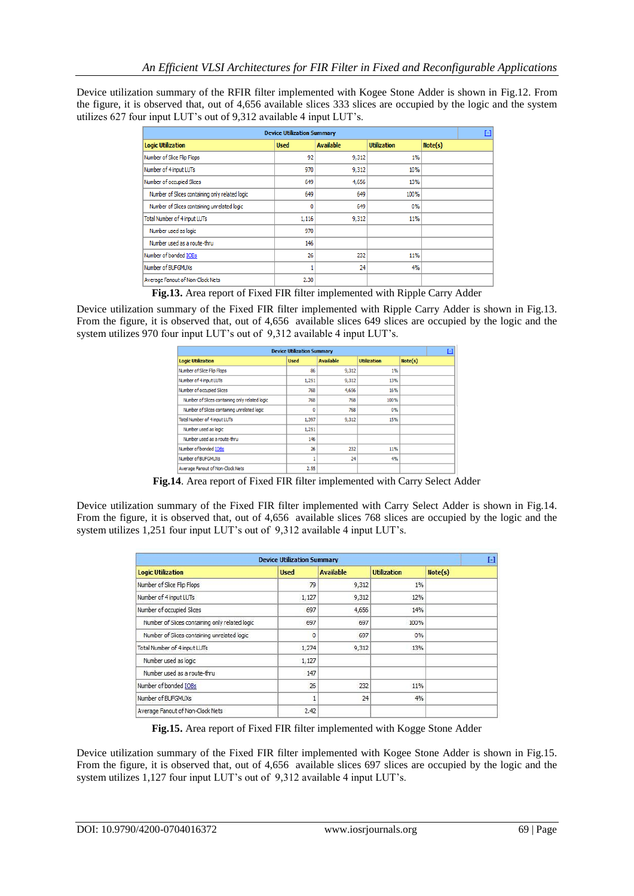Device utilization summary of the RFIR filter implemented with Kogee Stone Adder is shown in Fig.12. From the figure, it is observed that, out of 4,656 available slices 333 slices are occupied by the logic and the system utilizes 627 four input LUT's out of 9,312 available 4 input LUT's.

| Device Utilization Summary | | | | |
|---|---|---|---|---|
| **Logic Utilization** | **Used** | **Available** | **Utilization** | **Note(s)** |
| Number of Slice Flip Flops | 92 | 9,312 | 1% | |
| Number of 4 input LUTs | 970 | 9,312 | 10% | |
| Number of occupied Slices | 649 | 4,656 | 13% | |
| Number of Slices containing only related logic | 649 | 649 | 100% | |
| Number of Slices containing unrelated logic | 0 | 649 | 0% | |
| Total Number of 4 input LUTs | 1,116 | 9,312 | 11% | |
| Number used as logic | 970 | | | |
| Number used as a route-thru | 146 | | | |
| Number of bonded IOBs | 26 | 232 | 11% | |
| Number of BUFGMUXs | 1 | 24 | 4% | |
| Average Fanout of Non-Clock Nets | 2.30 | | | |

**Fig.13.** Area report of Fixed FIR filter implemented with Ripple Carry Adder

Device utilization summary of the Fixed FIR filter implemented with Ripple Carry Adder is shown in Fig.13. From the figure, it is observed that, out of 4,656 available slices 649 slices are occupied by the logic and the system utilizes 970 four input LUT's out of 9,312 available 4 input LUT's.

| Device Utilization Summary | | | | |
|---|---|---|---|---|
| **Logic Utilization** | **Used** | **Available** | **Utilization** | **Note(s)** |
| Number of Slice Flip Flops | 86 | 9,312 | 1% | |
| Number of 4 input LUTs | 1,251 | 9,312 | 13% | |
| Number of occupied Slices | 768 | 4,656 | 16% | |
| Number of Slices containing only related logic | 768 | 768 | 100% | |
| Number of Slices containing unrelated logic | 0 | 768 | 0% | |
| Total Number of 4 input LUTs | 1,397 | 9,312 | 15% | |
| Number used as logic | 1,251 | | | |
| Number used as a route-thru | 146 | | | |
| Number of bonded IOBs | 26 | 232 | 11% | |
| Number of BUFGMUXs | 1 | 24 | 4% | |
| Average Fanout of Non-Clock Nets | 2.55 | | | |

**Fig.14**. Area report of Fixed FIR filter implemented with Carry Select Adder

Device utilization summary of the Fixed FIR filter implemented with Carry Select Adder is shown in Fig.14. From the figure, it is observed that, out of 4,656 available slices 768 slices are occupied by the logic and the system utilizes 1,251 four input LUT's out of 9,312 available 4 input LUT's.

| Device Utilization Summary | | | | |
|---|---|---|---|---|
| **Logic Utilization** | **Used** | **Available** | **Utilization** | **Note(s)** |
| Number of Slice Flip Flops | 79 | 9,312 | 1% | |
| Number of 4 input LUTs | 1,127 | 9,312 | 12% | |
| Number of occupied Slices | 697 | 4,656 | 14% | |
| Number of Slices containing only related logic | 697 | 697 | 100% | |
| Number of Slices containing unrelated logic | 0 | 697 | 0% | |
| Total Number of 4 input LUTs | 1,274 | 9,312 | 13% | |
| Number used as logic | 1,127 | | | |
| Number used as a route-thru | 147 | | | |
| Number of bonded IOBs | 26 | 232 | 11% | |
| Number of BUFGMUXs | 1 | 24 | 4% | |
| Average Fanout of Non-Clock Nets | 2.42 | | | |

**Fig.15.** Area report of Fixed FIR filter implemented with Kogge Stone Adder

Device utilization summary of the Fixed FIR filter implemented with Kogee Stone Adder is shown in Fig.15. From the figure, it is observed that, out of 4,656 available slices 697 slices are occupied by the logic and the system utilizes 1,127 four input LUT's out of 9,312 available 4 input LUT's.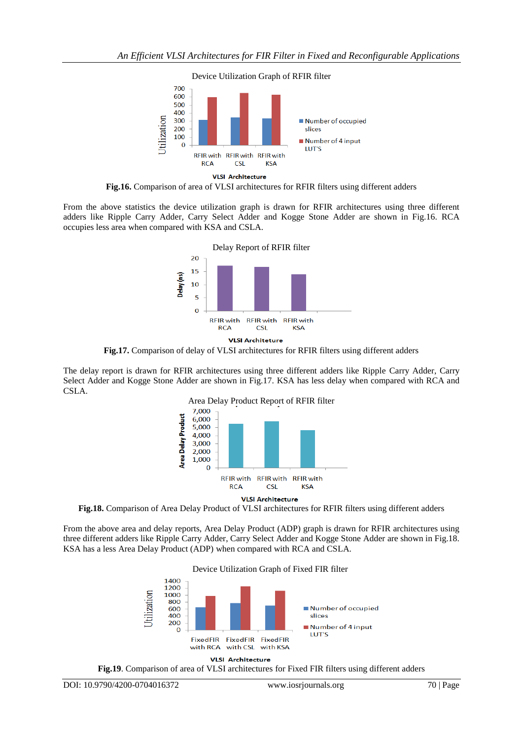Device Utilization Graph of RFIR filter

Fig.16. Comparison of area of VLSI architectures for RFIR filters using different adders

From the above statistics the device utilization graph is drawn for RFIR architectures using three different adders like Ripple Carry Adder, Carry Select Adder and Kogge Stone Adder are shown in Fig.16. RCA occupies less area when compared with KSA and CSLA.

Delay Report of RFIR filter

**Fig.17.** Comparison of delay of VLSI architectures for RFIR filters using different adders

The delay report is drawn for RFIR architectures using three different adders like Ripple Carry Adder, Carry Select Adder and Kogge Stone Adder are shown in Fig.17. KSA has less delay when compared with RCA and CSLA.

Area Delay Product Report of RFIR filter

**Fig.18.** Comparison of Area Delay Product of VLSI architectures for RFIR filters using different adders

From the above area and delay reports, Area Delay Product (ADP) graph is drawn for RFIR architectures using three different adders like Ripple Carry Adder, Carry Select Adder and Kogge Stone Adder are shown in Fig.18. KSA has a less Area Delay Product (ADP) when compared with RCA and CSLA.

Device Utilization Graph of Fixed FIR filter

**Fig.19**. Comparison of area of VLSI architectures for Fixed FIR filters using different adders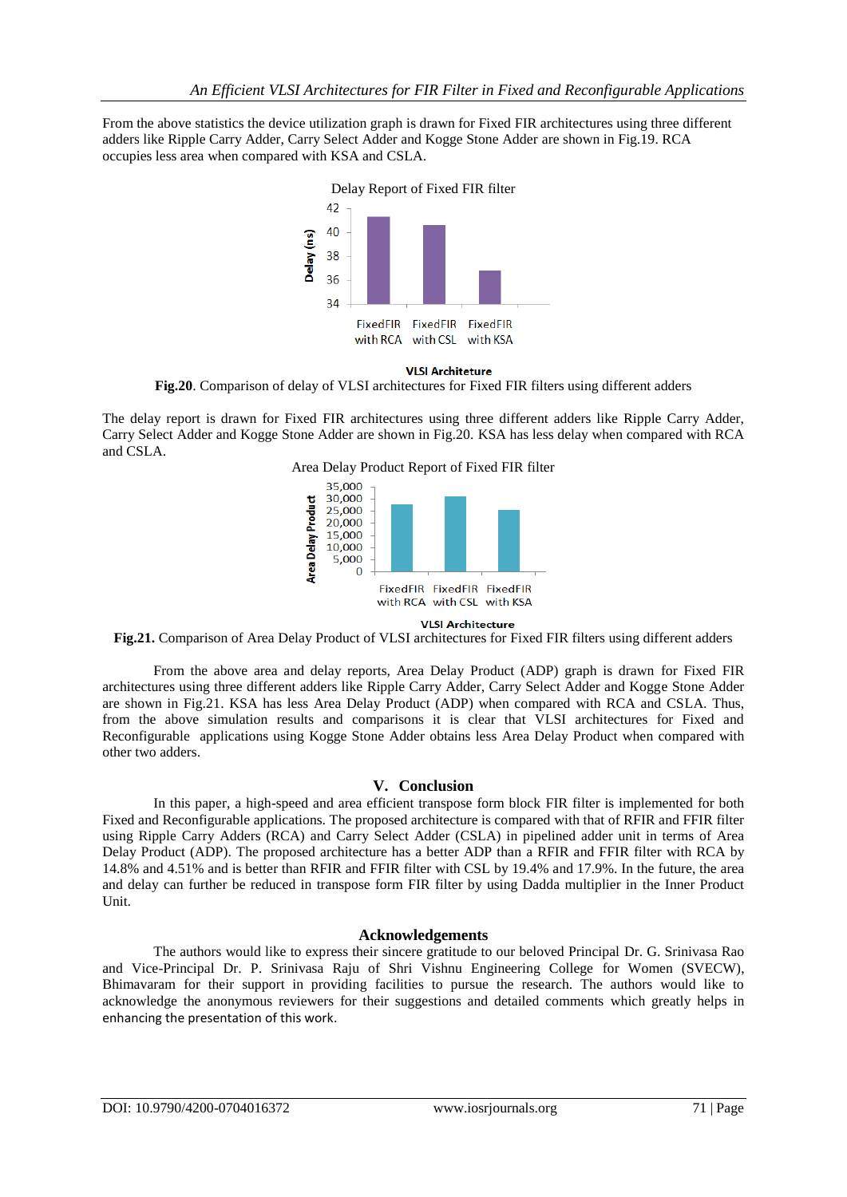From the above statistics the device utilization graph is drawn for Fixed FIR architectures using three different adders like Ripple Carry Adder, Carry Select Adder and Kogge Stone Adder are shown in Fig.19. RCA occupies less area when compared with KSA and CSLA.

**Fig.20**. Comparison of delay of VLSI architectures for Fixed FIR filters using different adders

The delay report is drawn for Fixed FIR architectures using three different adders like Ripple Carry Adder, Carry Select Adder and Kogge Stone Adder are shown in Fig.20. KSA has less delay when compared with RCA and CSLA.

**Fig.21.** Comparison of Area Delay Product of VLSI architectures for Fixed FIR filters using different adders

From the above area and delay reports, Area Delay Product (ADP) graph is drawn for Fixed FIR architectures using three different adders like Ripple Carry Adder, Carry Select Adder and Kogge Stone Adder are shown in Fig.21. KSA has less Area Delay Product (ADP) when compared with RCA and CSLA. Thus, from the above simulation results and comparisons it is clear that VLSI architectures for Fixed and Reconfigurable applications using Kogge Stone Adder obtains less Area Delay Product when compared with other two adders.

## V. Conclusion

In this paper, a high-speed and area efficient transpose form block FIR filter is implemented for both Fixed and Reconfigurable applications. The proposed architecture is compared with that of RFIR and FFIR filter using Ripple Carry Adders (RCA) and Carry Select Adder (CSLA) in pipelined adder unit in terms of Area Delay Product (ADP). The proposed architecture has a better ADP than a RFIR and FFIR filter with RCA by 14.8% and 4.51% and is better than RFIR and FFIR filter with CSL by 19.4% and 17.9%. In the future, the area and delay can further be reduced in transpose form FIR filter by using Dadda multiplier in the Inner Product Unit.

## Acknowledgements

The authors would like to express their sincere gratitude to our beloved Principal Dr. G. Srinivasa Rao and Vice-Principal Dr. P. Srinivasa Raju of Shri Vishnu Engineering College for Women (SVECW), Bhimavaram for their support in providing facilities to pursue the research. The authors would like to acknowledge the anonymous reviewers for their suggestions and detailed comments which greatly helps in enhancing the presentation of this work.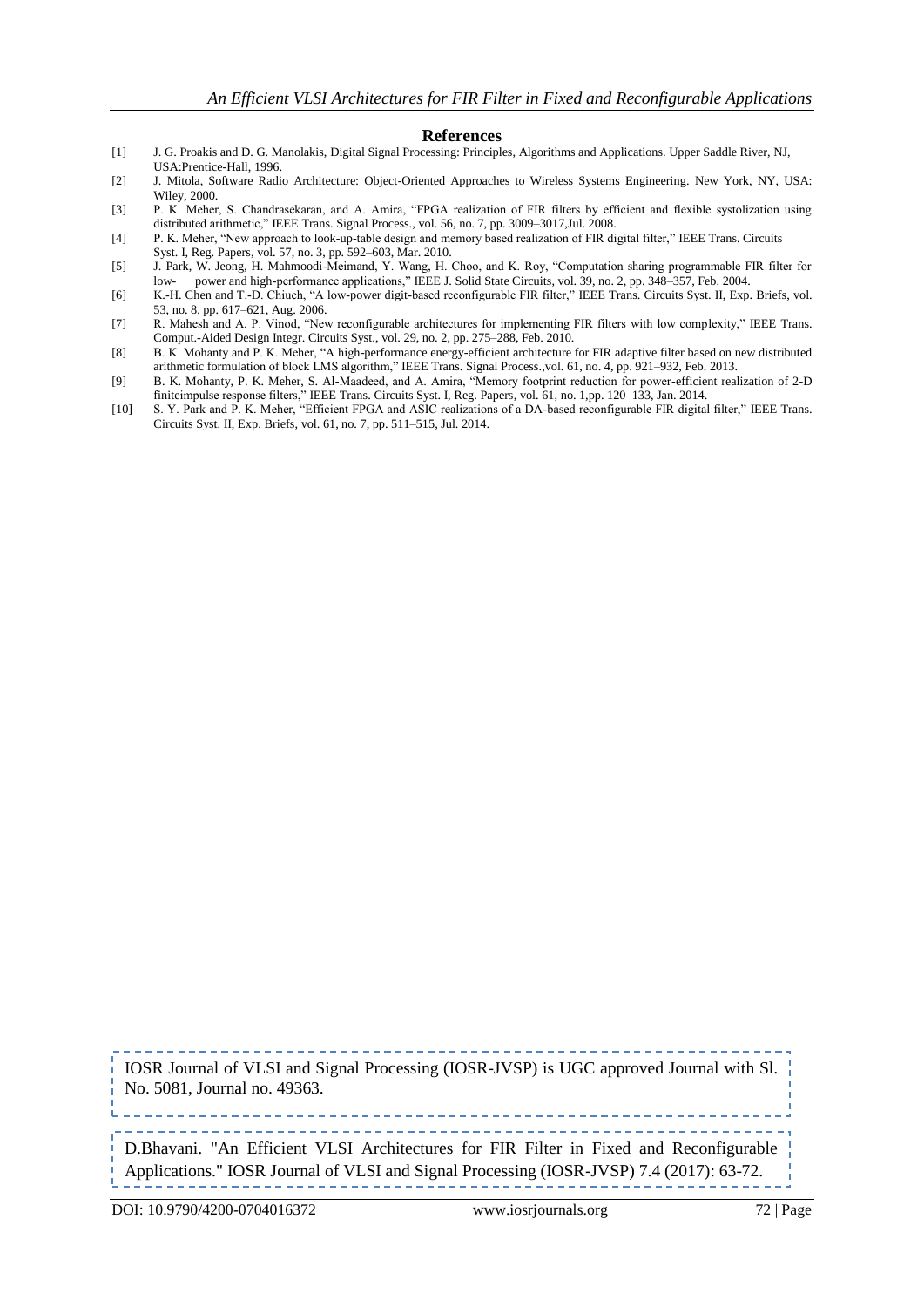## References

[1] J. G. Proakis and D. G. Manolakis, Digital Signal Processing: Principles, Algorithms and Applications. Upper Saddle River, NJ, USA:Prentice-Hall, 1996.

[2] J. Mitola, Software Radio Architecture: Object-Oriented Approaches to Wireless Systems Engineering. New York, NY, USA: Wiley, 2000.

[3] P. K. Meher, S. Chandrasekaran, and A. Amira, "FPGA realization of FIR filters by efficient and flexible systolization using distributed arithmetic," IEEE Trans. Signal Process., vol. 56, no. 7, pp. 3009–3017,Jul. 2008.

[4] P. K. Meher, "New approach to look-up-table design and memory based realization of FIR digital filter," IEEE Trans. Circuits Syst. I, Reg. Papers, vol. 57, no. 3, pp. 592–603, Mar. 2010.

[5] J. Park, W. Jeong, H. Mahmoodi-Meimand, Y. Wang, H. Choo, and K. Roy, "Computation sharing programmable FIR filter for low- power and high-performance applications," IEEE J. Solid State Circuits, vol. 39, no. 2, pp. 348–357, Feb. 2004.

[6] K.-H. Chen and T.-D. Chiueh, "A low-power digit-based reconfigurable FIR filter," IEEE Trans. Circuits Syst. II, Exp. Briefs, vol. 53, no. 8, pp. 617–621, Aug. 2006.

[7] R. Mahesh and A. P. Vinod, "New reconfigurable architectures for implementing FIR filters with low complexity," IEEE Trans. Comput.-Aided Design Integr. Circuits Syst., vol. 29, no. 2, pp. 275–288, Feb. 2010.

[8] B. K. Mohanty and P. K. Meher, "A high-performance energy-efficient architecture for FIR adaptive filter based on new distributed arithmetic formulation of block LMS algorithm," IEEE Trans. Signal Process.,vol. 61, no. 4, pp. 921–932, Feb. 2013.

[9] B. K. Mohanty, P. K. Meher, S. Al-Maadeed, and A. Amira, "Memory footprint reduction for power-efficient realization of 2-D finiteimpulse response filters," IEEE Trans. Circuits Syst. I, Reg. Papers, vol. 61, no. 1,pp. 120–133, Jan. 2014.

[10] S. Y. Park and P. K. Meher, "Efficient FPGA and ASIC realizations of a DA-based reconfigurable FIR digital filter," IEEE Trans. Circuits Syst. II, Exp. Briefs, vol. 61, no. 7, pp. 511–515, Jul. 2014.

IOSR Journal of VLSI and Signal Processing (IOSR-JVSP) is UGC approved Journal with Sl. No. 5081, Journal no. 49363.

D.Bhavani. "An Efficient VLSI Architectures for FIR Filter in Fixed and Reconfigurable Applications." IOSR Journal of VLSI and Signal Processing (IOSR-JVSP) 7.4 (2017): 63-72.